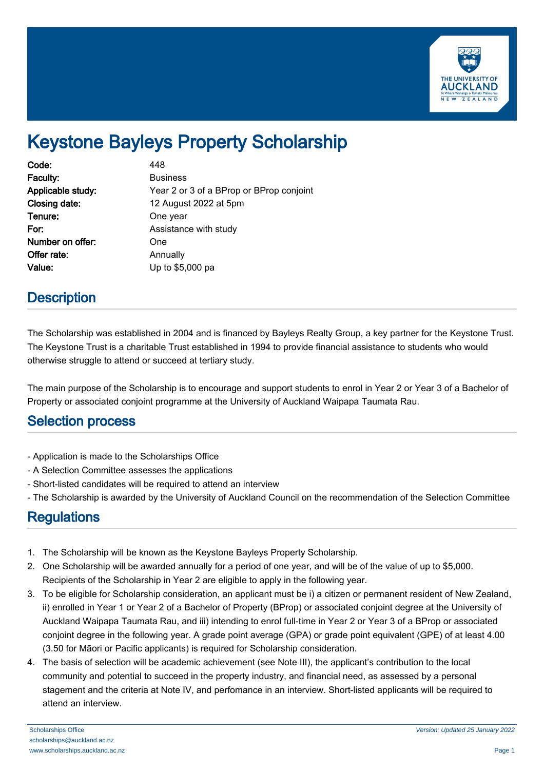# Keystone Bayleys Property Scholarship

| | |
|---|---|
| **Code:** | 448 |
| **Faculty:** | Business |
| **Applicable study:** | Year 2 or 3 of a BProp or BProp conjoint |
| **Closing date:** | 12 August 2022 at 5pm |
| **Tenure:** | One year |
| **For:** | Assistance with study |
| **Number on offer:** | One |
| **Offer rate:** | Annually |
| **Value:** | Up to $5,000 pa |

## Description

The Scholarship was established in 2004 and is financed by Bayleys Realty Group, a key partner for the Keystone Trust. The Keystone Trust is a charitable Trust established in 1994 to provide financial assistance to students who would otherwise struggle to attend or succeed at tertiary study.

The main purpose of the Scholarship is to encourage and support students to enrol in Year 2 or Year 3 of a Bachelor of Property or associated conjoint programme at the University of Auckland Waipapa Taumata Rau.

## Selection process

- Application is made to the Scholarships Office
- A Selection Committee assesses the applications
- Short-listed candidates will be required to attend an interview
- The Scholarship is awarded by the University of Auckland Council on the recommendation of the Selection Committee

## Regulations

1. The Scholarship will be known as the Keystone Bayleys Property Scholarship.
2. One Scholarship will be awarded annually for a period of one year, and will be of the value of up to $5,000. Recipients of the Scholarship in Year 2 are eligible to apply in the following year.
3. To be eligible for Scholarship consideration, an applicant must be i) a citizen or permanent resident of New Zealand, ii) enrolled in Year 1 or Year 2 of a Bachelor of Property (BProp) or associated conjoint degree at the University of Auckland Waipapa Taumata Rau, and iii) intending to enrol full-time in Year 2 or Year 3 of a BProp or associated conjoint degree in the following year. A grade point average (GPA) or grade point equivalent (GPE) of at least 4.00 (3.50 for Māori or Pacific applicants) is required for Scholarship consideration.
4. The basis of selection will be academic achievement (see Note III), the applicant's contribution to the local community and potential to succeed in the property industry, and financial need, as assessed by a personal stagement and the criteria at Note IV, and perfomance in an interview. Short-listed applicants will be required to attend an interview.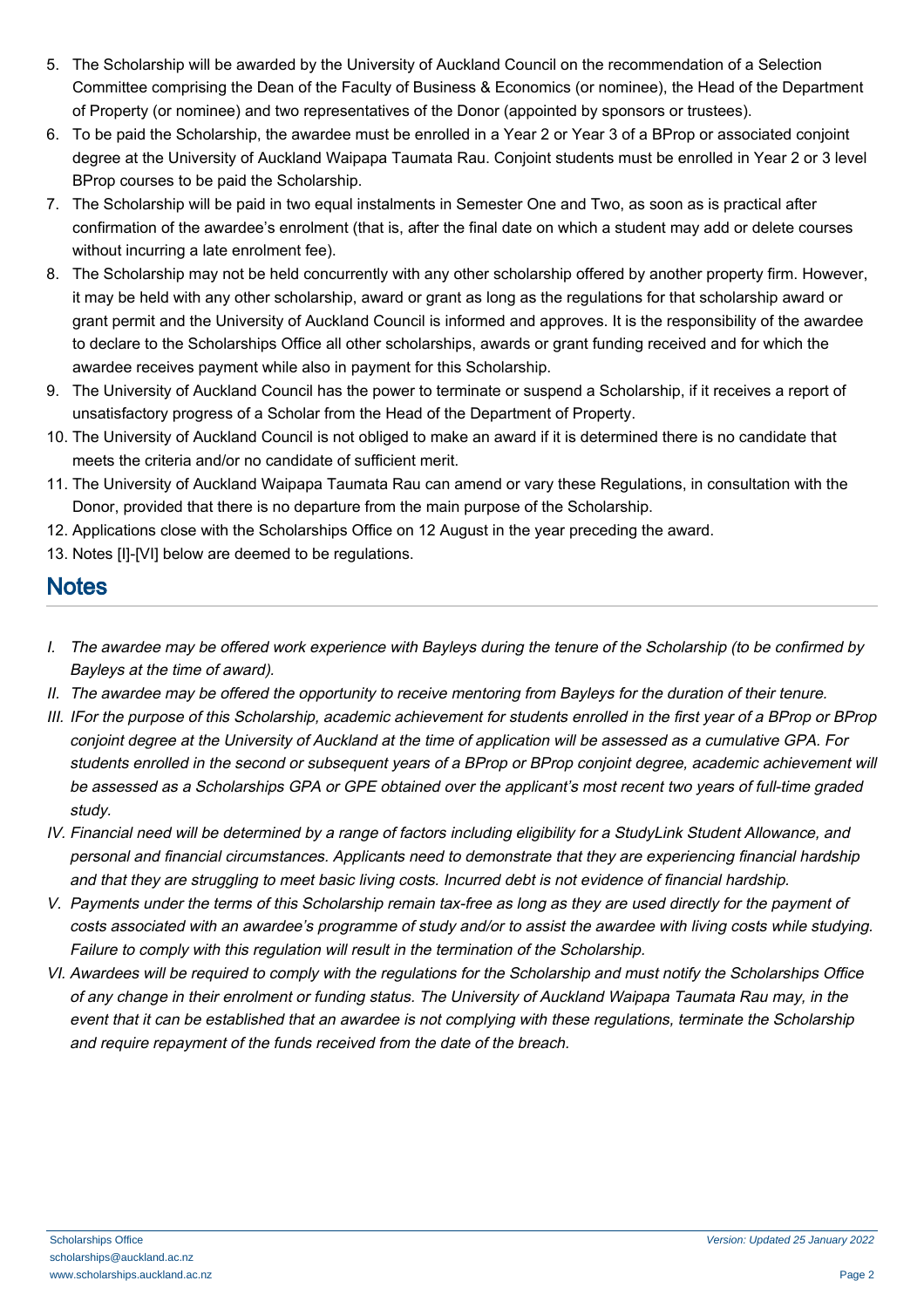5. The Scholarship will be awarded by the University of Auckland Council on the recommendation of a Selection Committee comprising the Dean of the Faculty of Business & Economics (or nominee), the Head of the Department of Property (or nominee) and two representatives of the Donor (appointed by sponsors or trustees).
6. To be paid the Scholarship, the awardee must be enrolled in a Year 2 or Year 3 of a BProp or associated conjoint degree at the University of Auckland Waipapa Taumata Rau. Conjoint students must be enrolled in Year 2 or 3 level BProp courses to be paid the Scholarship.
7. The Scholarship will be paid in two equal instalments in Semester One and Two, as soon as is practical after confirmation of the awardee's enrolment (that is, after the final date on which a student may add or delete courses without incurring a late enrolment fee).
8. The Scholarship may not be held concurrently with any other scholarship offered by another property firm. However, it may be held with any other scholarship, award or grant as long as the regulations for that scholarship award or grant permit and the University of Auckland Council is informed and approves. It is the responsibility of the awardee to declare to the Scholarships Office all other scholarships, awards or grant funding received and for which the awardee receives payment while also in payment for this Scholarship.
9. The University of Auckland Council has the power to terminate or suspend a Scholarship, if it receives a report of unsatisfactory progress of a Scholar from the Head of the Department of Property.
10. The University of Auckland Council is not obliged to make an award if it is determined there is no candidate that meets the criteria and/or no candidate of sufficient merit.
11. The University of Auckland Waipapa Taumata Rau can amend or vary these Regulations, in consultation with the Donor, provided that there is no departure from the main purpose of the Scholarship.
12. Applications close with the Scholarships Office on 12 August in the year preceding the award.
13. Notes [I]-[VI] below are deemed to be regulations.

## Notes

*I. The awardee may be offered work experience with Bayleys during the tenure of the Scholarship (to be confirmed by Bayleys at the time of award).*

*II. The awardee may be offered the opportunity to receive mentoring from Bayleys for the duration of their tenure.*

*III. IFor the purpose of this Scholarship, academic achievement for students enrolled in the first year of a BProp or BProp conjoint degree at the University of Auckland at the time of application will be assessed as a cumulative GPA. For students enrolled in the second or subsequent years of a BProp or BProp conjoint degree, academic achievement will be assessed as a Scholarships GPA or GPE obtained over the applicant's most recent two years of full-time graded study.*

*IV. Financial need will be determined by a range of factors including eligibility for a StudyLink Student Allowance, and personal and financial circumstances. Applicants need to demonstrate that they are experiencing financial hardship and that they are struggling to meet basic living costs. Incurred debt is not evidence of financial hardship.*

*V. Payments under the terms of this Scholarship remain tax-free as long as they are used directly for the payment of costs associated with an awardee's programme of study and/or to assist the awardee with living costs while studying. Failure to comply with this regulation will result in the termination of the Scholarship.*

*VI. Awardees will be required to comply with the regulations for the Scholarship and must notify the Scholarships Office of any change in their enrolment or funding status. The University of Auckland Waipapa Taumata Rau may, in the event that it can be established that an awardee is not complying with these regulations, terminate the Scholarship and require repayment of the funds received from the date of the breach.*